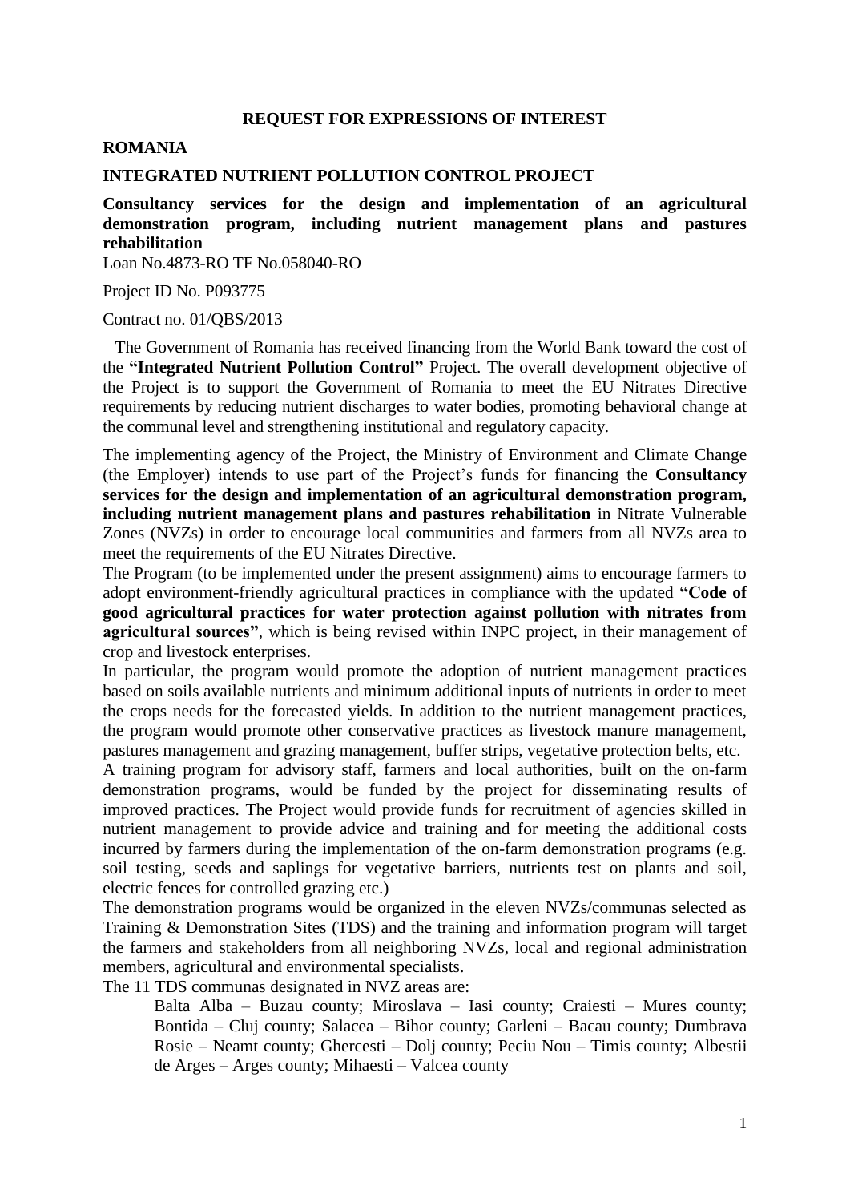## REQUEST FOR EXPRESSIONS OF INTEREST

**ROMANIA**

**INTEGRATED NUTRIENT POLLUTION CONTROL PROJECT**

**Consultancy services for the design and implementation of an agricultural demonstration program, including nutrient management plans and pastures rehabilitation**

Loan No.4873-RO TF No.058040-RO

Project ID No. P093775

Contract no. 01/QBS/2013

The Government of Romania has received financing from the World Bank toward the cost of the **"Integrated Nutrient Pollution Control"** Project. The overall development objective of the Project is to support the Government of Romania to meet the EU Nitrates Directive requirements by reducing nutrient discharges to water bodies, promoting behavioral change at the communal level and strengthening institutional and regulatory capacity.

The implementing agency of the Project, the Ministry of Environment and Climate Change (the Employer) intends to use part of the Project's funds for financing the **Consultancy services for the design and implementation of an agricultural demonstration program, including nutrient management plans and pastures rehabilitation** in Nitrate Vulnerable Zones (NVZs) in order to encourage local communities and farmers from all NVZs area to meet the requirements of the EU Nitrates Directive.

The Program (to be implemented under the present assignment) aims to encourage farmers to adopt environment-friendly agricultural practices in compliance with the updated **"Code of good agricultural practices for water protection against pollution with nitrates from agricultural sources"**, which is being revised within INPC project, in their management of crop and livestock enterprises.

In particular, the program would promote the adoption of nutrient management practices based on soils available nutrients and minimum additional inputs of nutrients in order to meet the crops needs for the forecasted yields. In addition to the nutrient management practices, the program would promote other conservative practices as livestock manure management, pastures management and grazing management, buffer strips, vegetative protection belts, etc.

A training program for advisory staff, farmers and local authorities, built on the on-farm demonstration programs, would be funded by the project for disseminating results of improved practices. The Project would provide funds for recruitment of agencies skilled in nutrient management to provide advice and training and for meeting the additional costs incurred by farmers during the implementation of the on-farm demonstration programs (e.g. soil testing, seeds and saplings for vegetative barriers, nutrients test on plants and soil, electric fences for controlled grazing etc.)

The demonstration programs would be organized in the eleven NVZs/communas selected as Training & Demonstration Sites (TDS) and the training and information program will target the farmers and stakeholders from all neighboring NVZs, local and regional administration members, agricultural and environmental specialists.

The 11 TDS communas designated in NVZ areas are:

> Balta Alba – Buzau county; Miroslava – Iasi county; Craiesti – Mures county; Bontida – Cluj county; Salacea – Bihor county; Garleni – Bacau county; Dumbrava Rosie – Neamt county; Ghercesti – Dolj county; Peciu Nou – Timis county; Albestii de Arges – Arges county; Mihaesti – Valcea county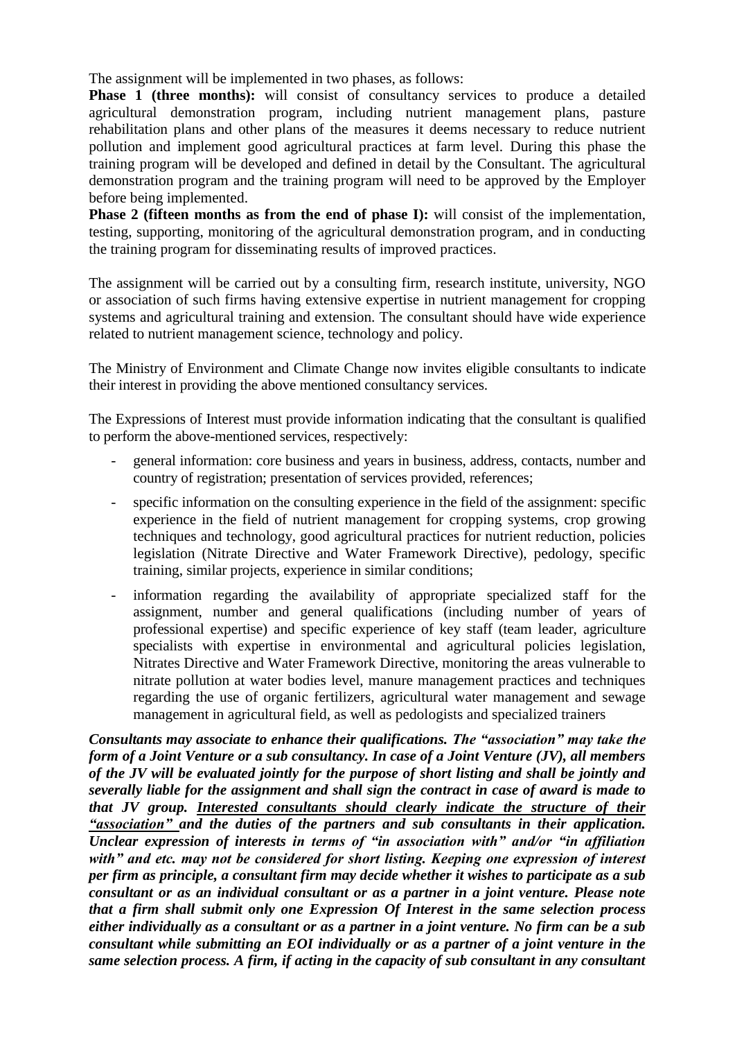The assignment will be implemented in two phases, as follows:

**Phase 1 (three months):** will consist of consultancy services to produce a detailed agricultural demonstration program, including nutrient management plans, pasture rehabilitation plans and other plans of the measures it deems necessary to reduce nutrient pollution and implement good agricultural practices at farm level. During this phase the training program will be developed and defined in detail by the Consultant. The agricultural demonstration program and the training program will need to be approved by the Employer before being implemented.

**Phase 2 (fifteen months as from the end of phase I):** will consist of the implementation, testing, supporting, monitoring of the agricultural demonstration program, and in conducting the training program for disseminating results of improved practices.

The assignment will be carried out by a consulting firm, research institute, university, NGO or association of such firms having extensive expertise in nutrient management for cropping systems and agricultural training and extension. The consultant should have wide experience related to nutrient management science, technology and policy.

The Ministry of Environment and Climate Change now invites eligible consultants to indicate their interest in providing the above mentioned consultancy services.

The Expressions of Interest must provide information indicating that the consultant is qualified to perform the above-mentioned services, respectively:

- general information: core business and years in business, address, contacts, number and country of registration; presentation of services provided, references;
- specific information on the consulting experience in the field of the assignment: specific experience in the field of nutrient management for cropping systems, crop growing techniques and technology, good agricultural practices for nutrient reduction, policies legislation (Nitrate Directive and Water Framework Directive), pedology, specific training, similar projects, experience in similar conditions;
- information regarding the availability of appropriate specialized staff for the assignment, number and general qualifications (including number of years of professional expertise) and specific experience of key staff (team leader, agriculture specialists with expertise in environmental and agricultural policies legislation, Nitrates Directive and Water Framework Directive, monitoring the areas vulnerable to nitrate pollution at water bodies level, manure management practices and techniques regarding the use of organic fertilizers, agricultural water management and sewage management in agricultural field, as well as pedologists and specialized trainers

***Consultants may associate to enhance their qualifications. The "association" may take the form of a Joint Venture or a sub consultancy. In case of a Joint Venture (JV), all members of the JV will be evaluated jointly for the purpose of short listing and shall be jointly and severally liable for the assignment and shall sign the contract in case of award is made to that JV group. <u>Interested consultants should clearly indicate the structure of their "association"</u> and the duties of the partners and sub consultants in their application. Unclear expression of interests in terms of "in association with" and/or "in affiliation with" and etc. may not be considered for short listing. Keeping one expression of interest per firm as principle, a consultant firm may decide whether it wishes to participate as a sub consultant or as an individual consultant or as a partner in a joint venture. Please note that a firm shall submit only one Expression Of Interest in the same selection process either individually as a consultant or as a partner in a joint venture. No firm can be a sub consultant while submitting an EOI individually or as a partner of a joint venture in the same selection process. A firm, if acting in the capacity of sub consultant in any consultant***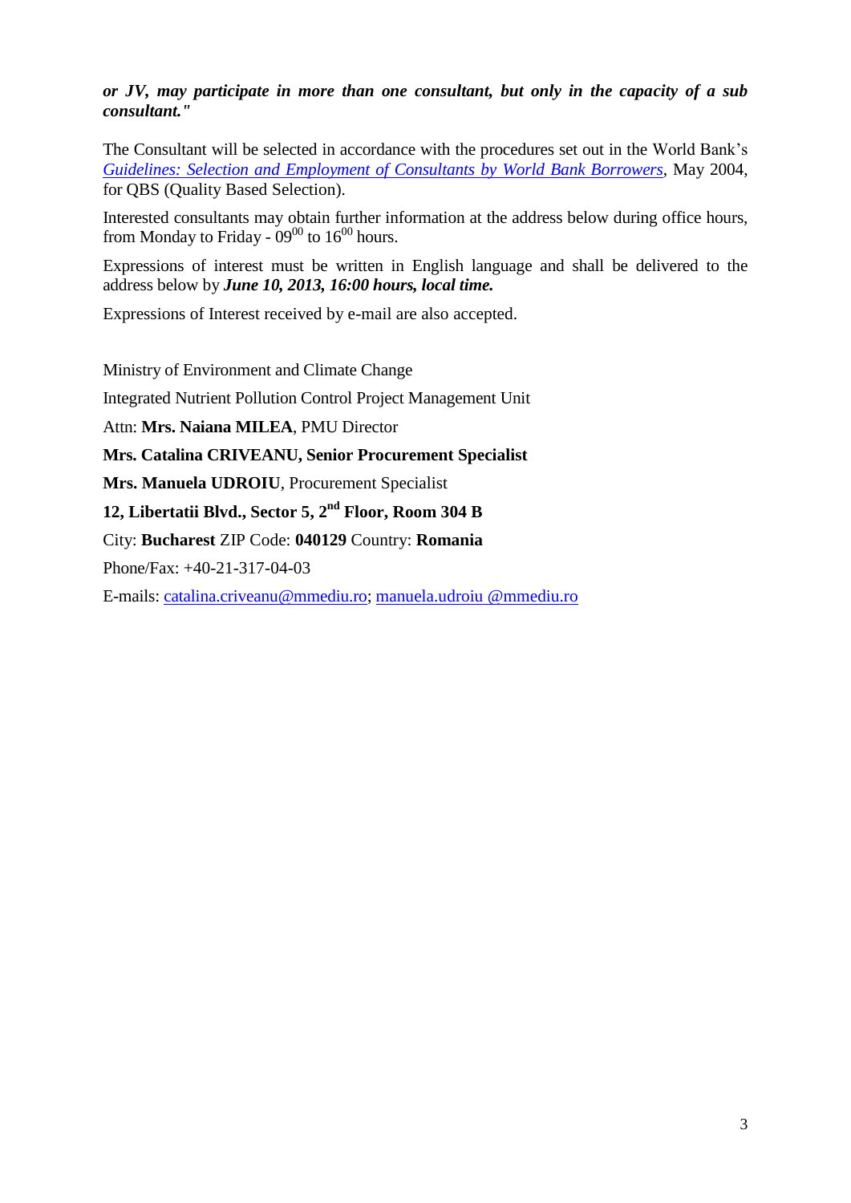***or JV, may participate in more than one consultant, but only in the capacity of a sub consultant."***

The Consultant will be selected in accordance with the procedures set out in the World Bank's *Guidelines: Selection and Employment of Consultants by World Bank Borrowers*, May 2004, for QBS (Quality Based Selection).

Interested consultants may obtain further information at the address below during office hours, from Monday to Friday - $09^{00}$ to $16^{00}$ hours.

Expressions of interest must be written in English language and shall be delivered to the address below by ***June 10, 2013, 16:00 hours, local time.***

Expressions of Interest received by e-mail are also accepted.

Ministry of Environment and Climate Change

Integrated Nutrient Pollution Control Project Management Unit

Attn: **Mrs. Naiana MILEA**, PMU Director

**Mrs. Catalina CRIVEANU, Senior Procurement Specialist**

**Mrs. Manuela UDROIU**, Procurement Specialist

**12, Libertatii Blvd., Sector 5, 2nd Floor, Room 304 B**

City: **Bucharest** ZIP Code: **040129** Country: **Romania**

Phone/Fax: +40-21-317-04-03

E-mails: catalina.criveanu@mmediu.ro; manuela.udroiu @mmediu.ro